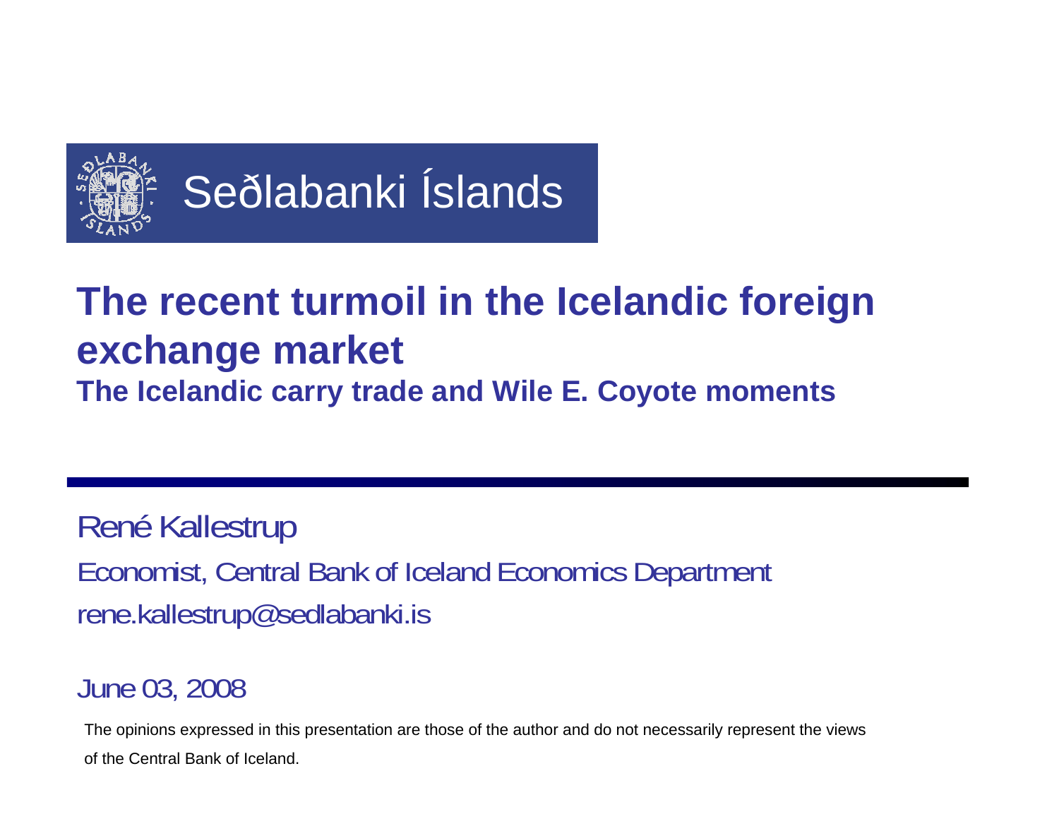Seðlabanki Íslands

# The recent turmoil in the Icelandic foreign exchange market

## The Icelandic carry trade and Wile E. Coyote moments

René Kallestrup

Economist, Central Bank of Iceland Economics Department

rene.kallestrup@sedlabanki.is

June 03, 2008

The opinions expressed in this presentation are those of the author and do not necessarily represent the views of the Central Bank of Iceland.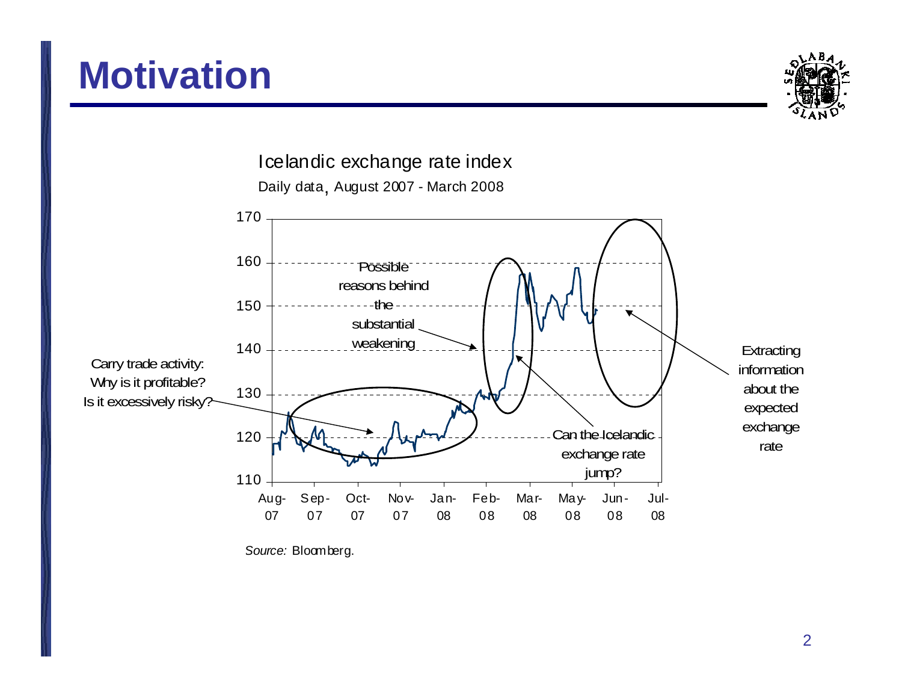# Motivation

Icelandic exchange rate index

Daily data, August 2007 - March 2008

170
160
150
140
130
120
110

Aug-07
Sep-07
Oct-07
Nov-07
Jan-08
Feb-08
Mar-08
May-08
Jun-08
Jul-08

Possible reasons behind the substantial weakening

Carry trade activity: Why is it profitable? Is it excessively risky?

Can the Icelandic exchange rate jump?

Extracting information about the expected exchange rate

*Source:* Bloomberg.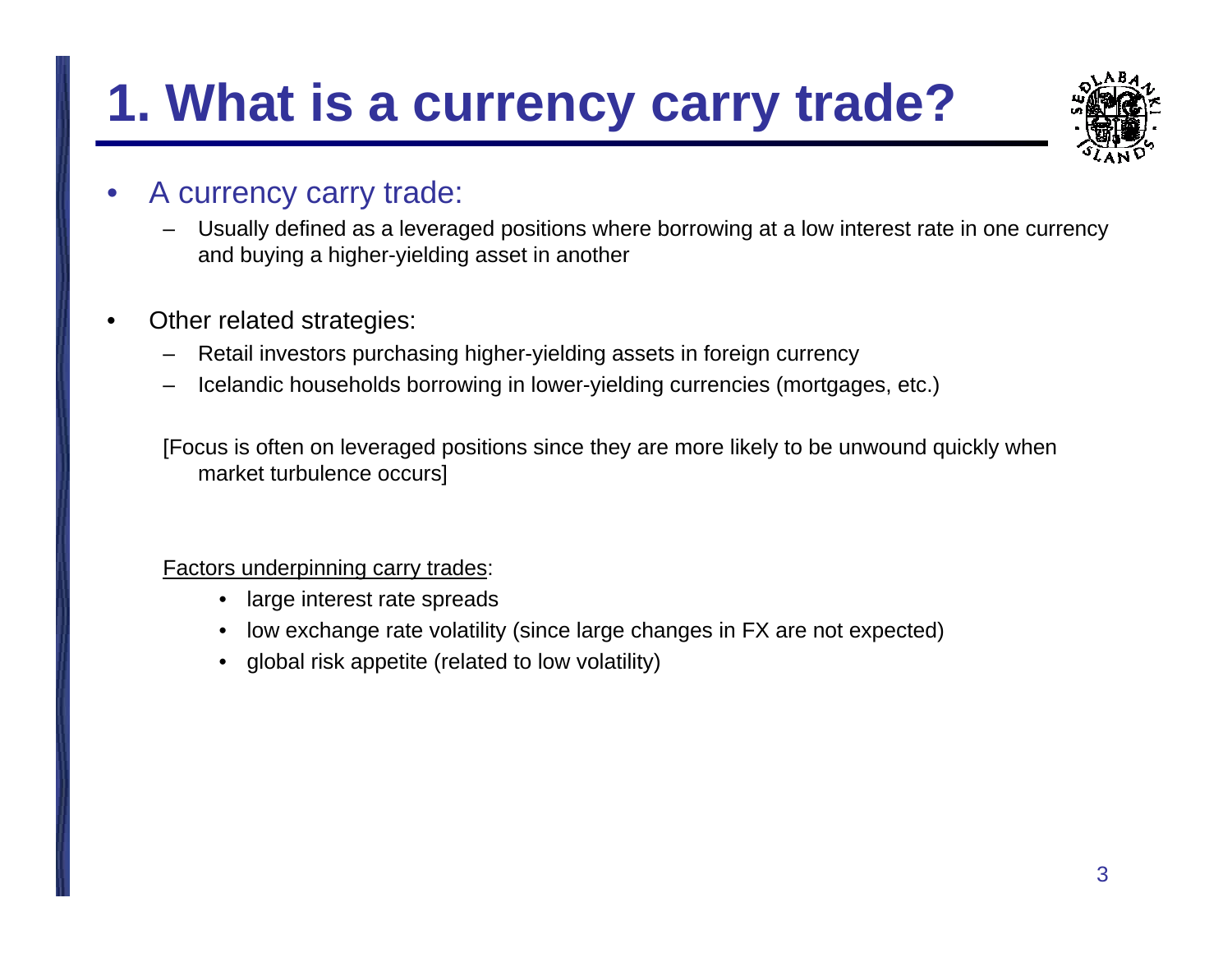# 1. What is a currency carry trade?

- A currency carry trade:
  - Usually defined as a leveraged positions where borrowing at a low interest rate in one currency and buying a higher-yielding asset in another

- Other related strategies:
  - Retail investors purchasing higher-yielding assets in foreign currency
  - Icelandic households borrowing in lower-yielding currencies (mortgages, etc.)

  [Focus is often on leveraged positions since they are more likely to be unwound quickly when market turbulence occurs]

  <u>Factors underpinning carry trades</u>:
  - large interest rate spreads
  - low exchange rate volatility (since large changes in FX are not expected)
  - global risk appetite (related to low volatility)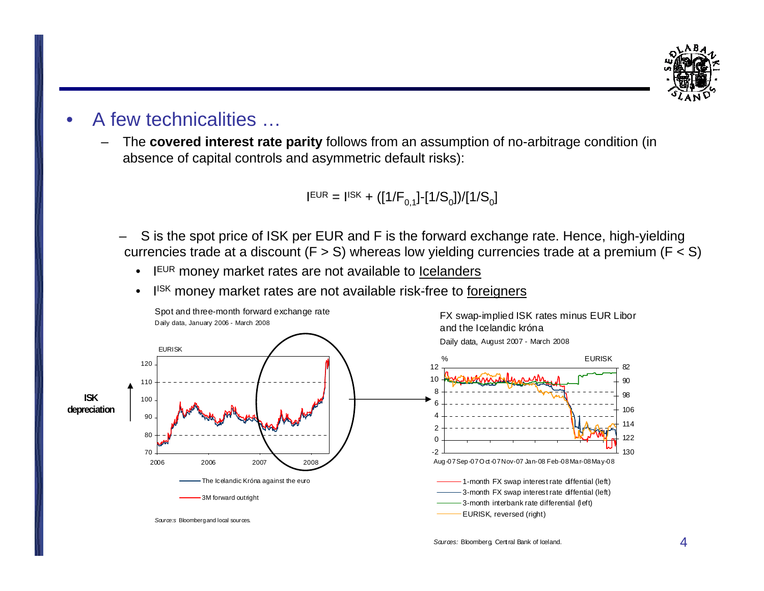- A few technicalities …
  - The **covered interest rate parity** follows from an assumption of no-arbitrage condition (in absence of capital controls and asymmetric default risks):

$$I^{EUR} = I^{ISK} + ([1/F_{0,1}]-[1/S_0])/[1/S_0]$$

  - S is the spot price of ISK per EUR and F is the forward exchange rate. Hence, high-yielding currencies trade at a discount (F > S) whereas low yielding currencies trade at a premium (F < S)
    - $I^{EUR}$ money market rates are not available to Icelanders
    - $I^{ISK}$ money market rates are not available risk-free to foreigners

Spot and three-month forward exchange rate

Daily data, January 2006 - March 2008

EURISK

120
110
100
90
80
70

2006
2006
2007
2008

ISK depreciation

The Icelandic Króna against the euro

3M forward outright

*Source:s* Bloomberg and local sources.

FX swap-implied ISK rates minus EUR Libor and the Icelandic króna

Daily data, August 2007 - March 2008

%

EURISK

12
10
8
6
4
2
0
-2

82
90
98
106
114
122
130

Aug-07 Sep-07 Oct-07 Nov-07 Jan-08 Feb-08 Mar-08 May-08

1-month FX swap interest rate diffential (left)

3-month FX swap interest rate diffential (left)

3-month interbank rate differential (left)

EURISK, reversed (right)

*Sources:* Bloomberg, Central Bank of Iceland.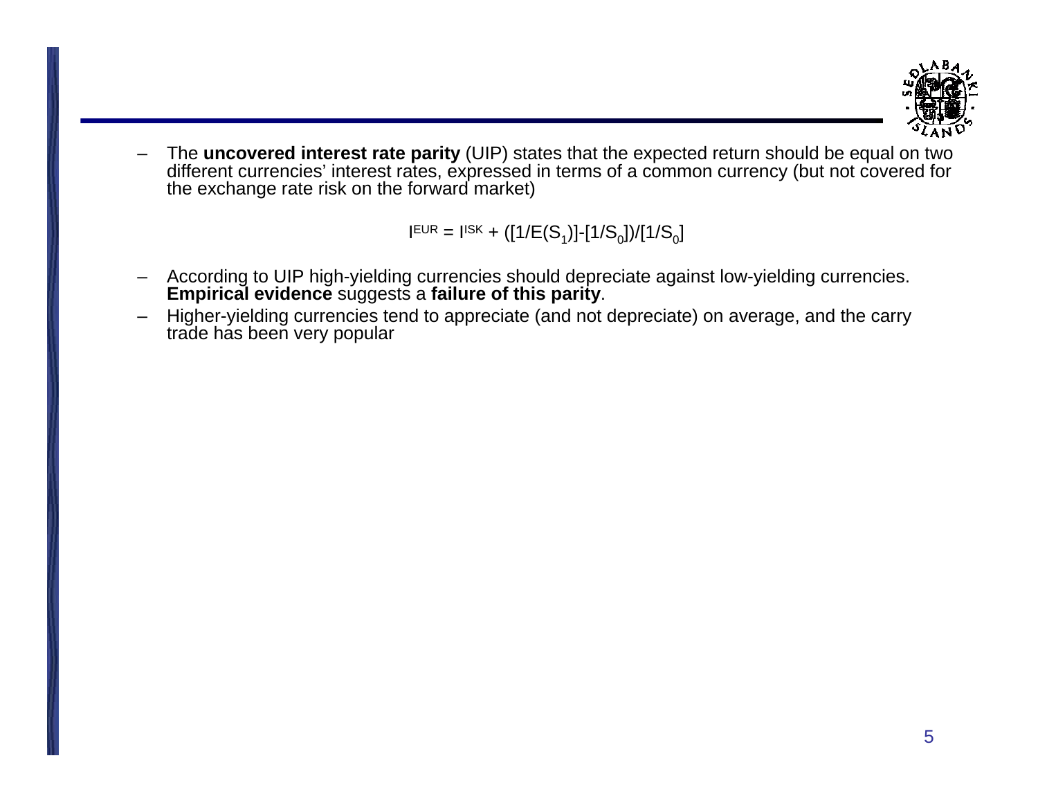- The **uncovered interest rate parity** (UIP) states that the expected return should be equal on two different currencies' interest rates, expressed in terms of a common currency (but not covered for the exchange rate risk on the forward market)

$$I^{EUR} = I^{ISK} + ([1/E(S_1)]-[1/S_0])/[1/S_0]$$

- According to UIP high-yielding currencies should depreciate against low-yielding currencies. **Empirical evidence** suggests a **failure of this parity**.
- Higher-yielding currencies tend to appreciate (and not depreciate) on average, and the carry trade has been very popular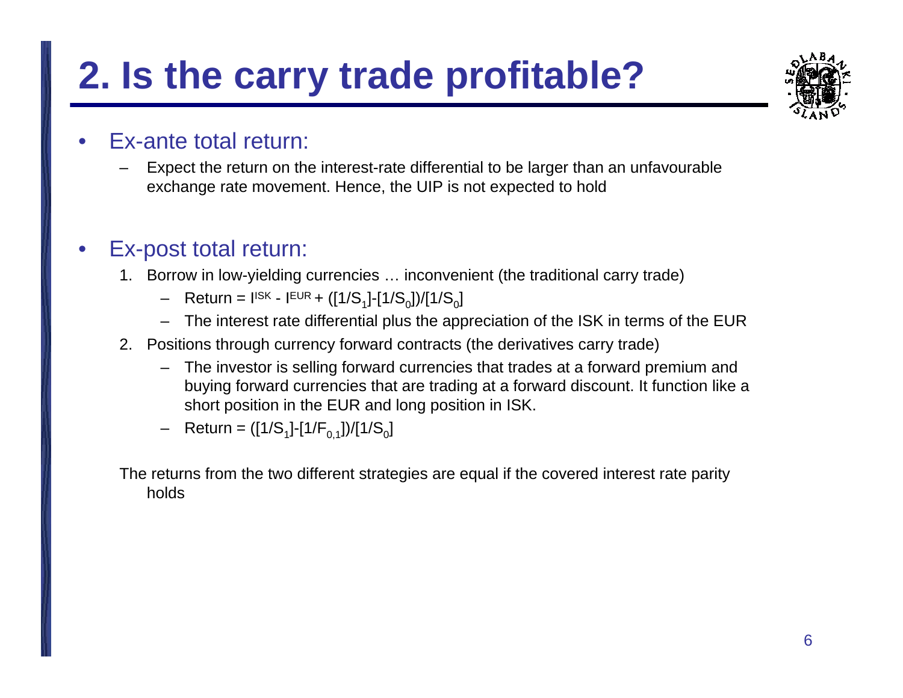# 2. Is the carry trade profitable?

- Ex-ante total return:
  - Expect the return on the interest-rate differential to be larger than an unfavourable exchange rate movement. Hence, the UIP is not expected to hold

- Ex-post total return:
  1. Borrow in low-yielding currencies … inconvenient (the traditional carry trade)
     - Return = $I^{ISK} - I^{EUR} + ([1/S_1]-[1/S_0])/[1/S_0]$
     - The interest rate differential plus the appreciation of the ISK in terms of the EUR
  2. Positions through currency forward contracts (the derivatives carry trade)
     - The investor is selling forward currencies that trades at a forward premium and buying forward currencies that are trading at a forward discount. It function like a short position in the EUR and long position in ISK.
     - Return = $([1/S_1]-[1/F_{0,1}])/[1/S_0]$

The returns from the two different strategies are equal if the covered interest rate parity holds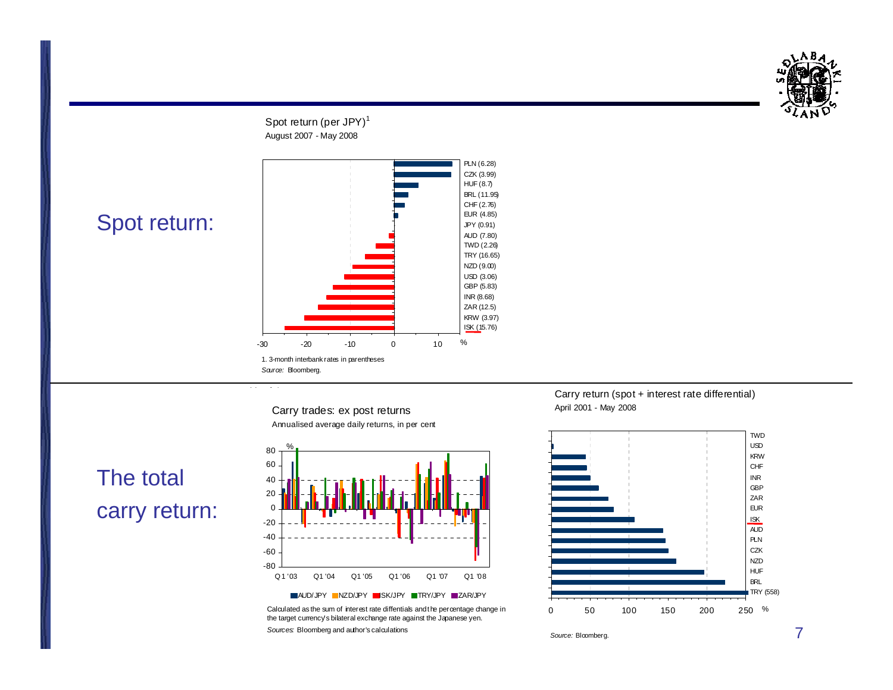Spot return:

Spot return (per JPY)[1]

August 2007 - May 2008

PLN (6.28)
CZK (3.99)
HUF (8.7)
BRL (11.95)
CHF (2.76)
EUR (4.85)
JPY (0.91)
AUD (7.80)
TWD (2.26)
TRY (16.65)
NZD (9.00)
USD (3.06)
GBP (5.83)
INR (8.68)
ZAR (12.5)
KRW (3.97)
ISK (15.76)

-30 -20 -10 0 10 %

1. 3-month interbank rates in parentheses

*Source:* Bloomberg.

The total carry return:

Carry trades: ex post returns

Annualised average daily returns, in per cent

%

80 60 40 20 0 -20 -40 -60 -80

Q1 '03 Q1 '04 Q1 '05 Q1 '06 Q1 '07 Q1 '08

AUD/JPY NZD/JPY ISK/JPY TRY/JPY ZAR/JPY

Calculated as the sum of interest rate diffentials and the percentage change in the target currency's bilateral exchange rate against the Japanese yen.

*Sources:* Bloomberg and author's calculations

Carry return (spot + interest rate differential)

April 2001 - May 2008

TWD
USD
KRW
CHF
INR
GBP
ZAR
EUR
ISK
AUD
PLN
CZK
NZD
HUF
BRL
TRY (558)

0 50 100 150 200 250 %

*Source:* Bloomberg.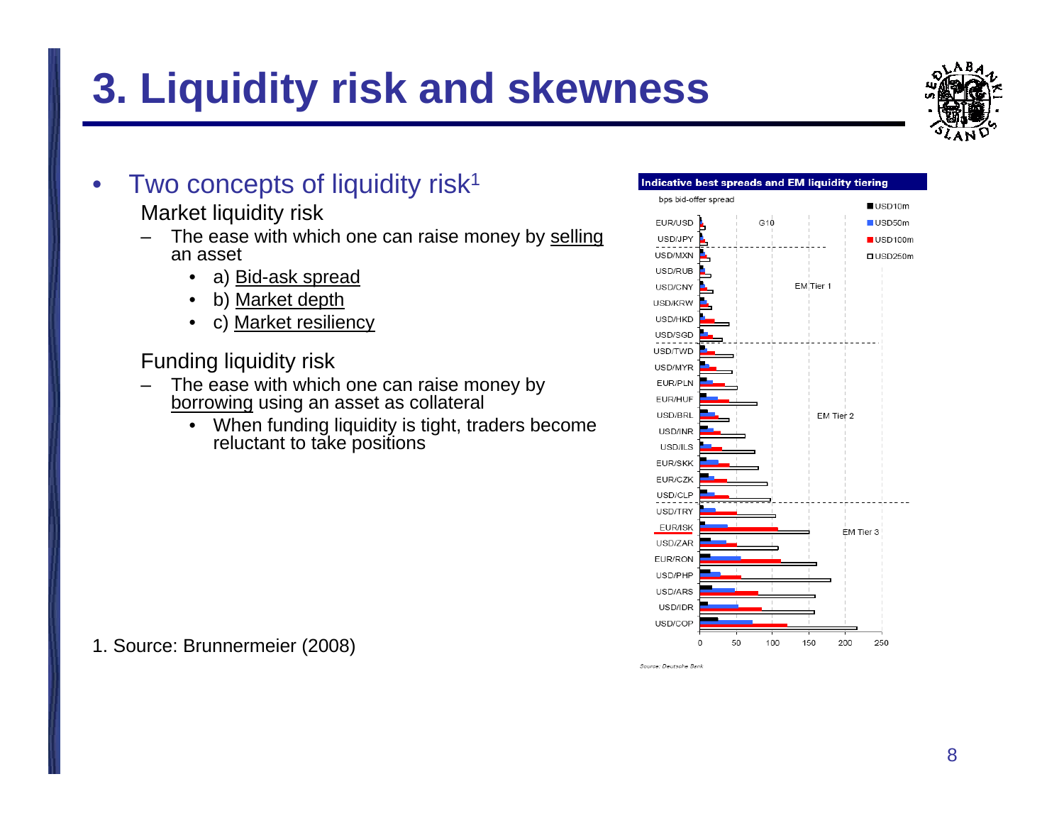# 3. Liquidity risk and skewness

- Two concepts of liquidity risk[1]

  Market liquidity risk
  - The ease with which one can raise money by selling an asset
    - a) Bid-ask spread
    - b) Market depth
    - c) Market resiliency

  Funding liquidity risk
  - The ease with which one can raise money by borrowing using an asset as collateral
    - When funding liquidity is tight, traders become reluctant to take positions

Indicative best spreads and EM liquidity tiering

bps bid-offer spread

USD10m
USD50m
USD100m
USD250m

G10
EM Tier 1
EM Tier 2
EM Tier 3

EUR/USD
USD/JPY
USD/MXN
USD/RUB
USD/CNY
USD/KRW
USD/HKD
USD/SGD
USD/TWD
USD/MYR
EUR/PLN
EUR/HUF
USD/BRL
USD/INR
USD/ILS
EUR/SKK
EUR/CZK
USD/CLP
USD/TRY
EUR/ISK
USD/ZAR
EUR/RON
USD/PHP
USD/ARS
USD/IDR
USD/COP

0
50
100
150
200
250

Source: Deutsche Bank

1. Source: Brunnermeier (2008)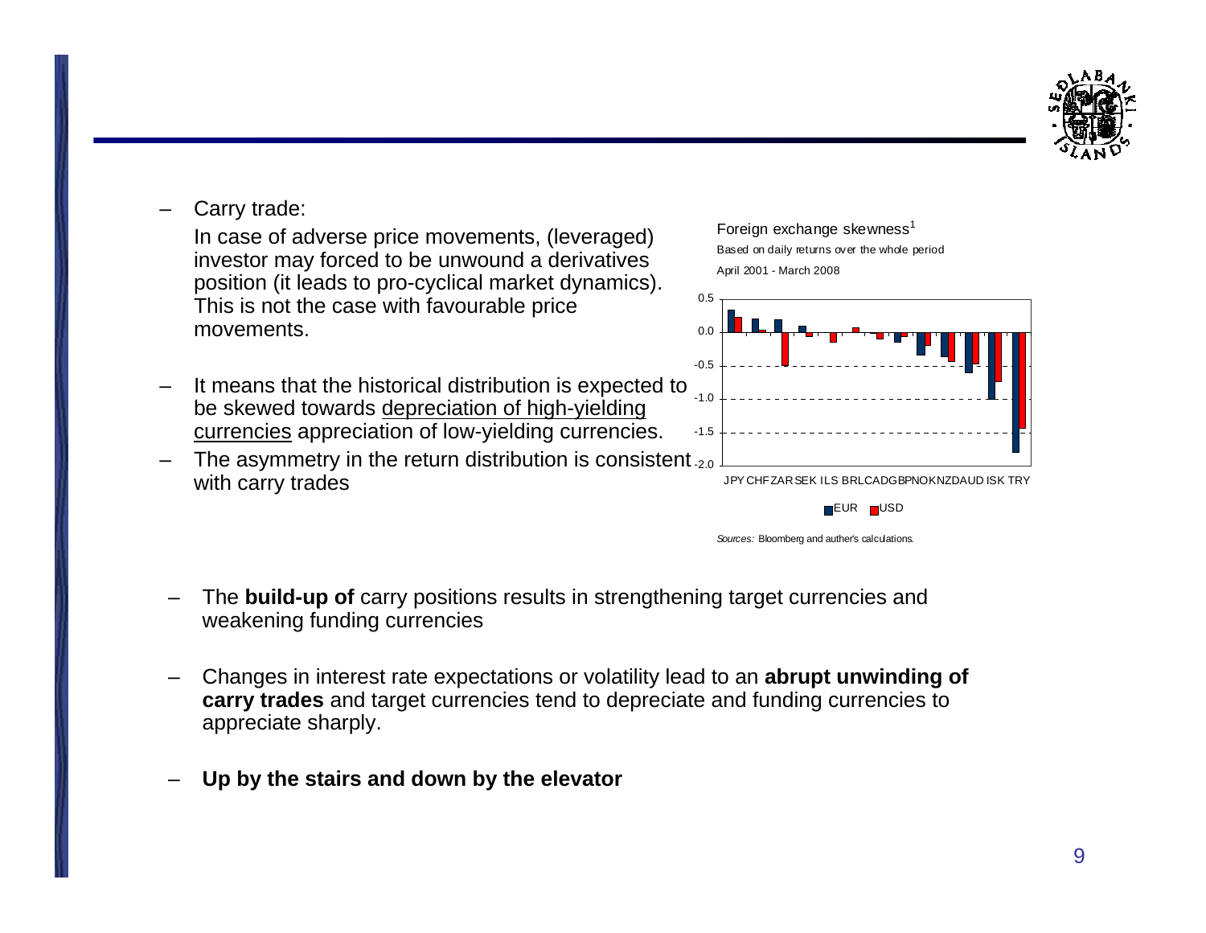- Carry trade:

  In case of adverse price movements, (leveraged) investor may forced to be unwound a derivatives position (it leads to pro-cyclical market dynamics). This is not the case with favourable price movements.

- It means that the historical distribution is expected to be skewed towards depreciation of high-yielding currencies appreciation of low-yielding currencies.
- The asymmetry in the return distribution is consistent with carry trades

Foreign exchange skewness[1]

Based on daily returns over the whole period

April 2001 - March 2008

0.5
0.0
-0.5
-1.0
-1.5
-2.0

JPY CHF ZAR SEK ILS BRL CAD GBP NOK NZD AUD ISK TRY

EUR USD

*Sources:* Bloomberg and auther's calculations.

- The **build-up of** carry positions results in strengthening target currencies and weakening funding currencies

- Changes in interest rate expectations or volatility lead to an **abrupt unwinding of carry trades** and target currencies tend to depreciate and funding currencies to appreciate sharply.

- **Up by the stairs and down by the elevator**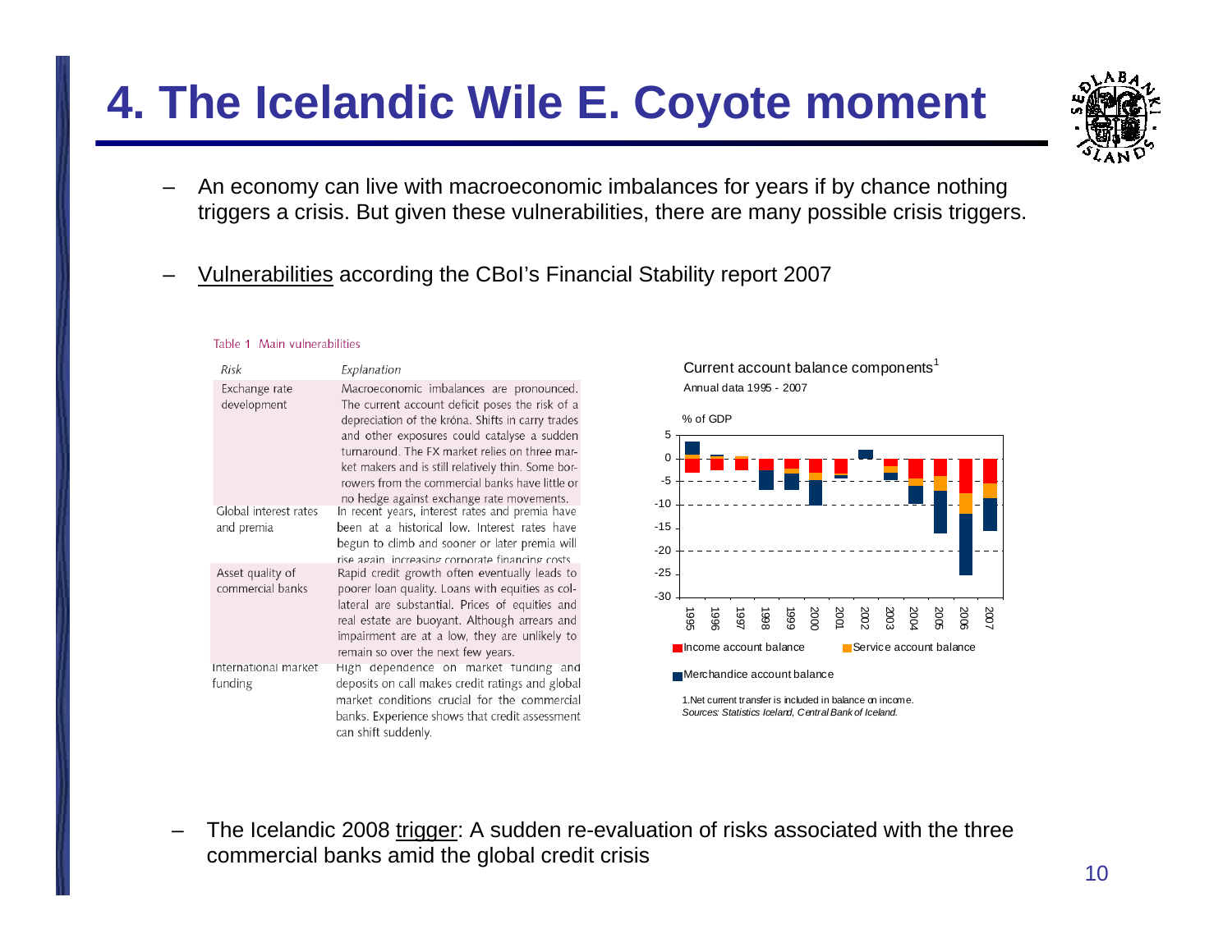# 4. The Icelandic Wile E. Coyote moment

- An economy can live with macroeconomic imbalances for years if by chance nothing triggers a crisis. But given these vulnerabilities, there are many possible crisis triggers.

- Vulnerabilities according the CBoI's Financial Stability report 2007

Table 1 Main vulnerabilities

| Risk | Explanation |
| --- | --- |
| Exchange rate development | Macroeconomic imbalances are pronounced. The current account deficit poses the risk of a depreciation of the króna. Shifts in carry trades and other exposures could catalyse a sudden turnaround. The FX market relies on three market makers and is still relatively thin. Some borrowers from the commercial banks have little or no hedge against exchange rate movements. |
| Global interest rates and premia | In recent years, interest rates and premia have been at a historical low. Interest rates have begun to climb and sooner or later premia will rise again, increasing corporate financing costs. |
| Asset quality of commercial banks | Rapid credit growth often eventually leads to poorer loan quality. Loans with equities as collateral are substantial. Prices of equities and real estate are buoyant. Although arrears and impairment are at a low, they are unlikely to remain so over the next few years. |
| International market funding | High dependence on market funding and deposits on call makes credit ratings and global market conditions crucial for the commercial banks. Experience shows that credit assessment can shift suddenly. |

Current account balance components[1]

Annual data 1995 - 2007

% of GDP

Income account balance | Service account balance | Merchandice account balance

1.Net current transfer is included in balance on income.

*Sources: Statistics Iceland, Central Bank of Iceland.*

- The Icelandic 2008 trigger: A sudden re-evaluation of risks associated with the three commercial banks amid the global credit crisis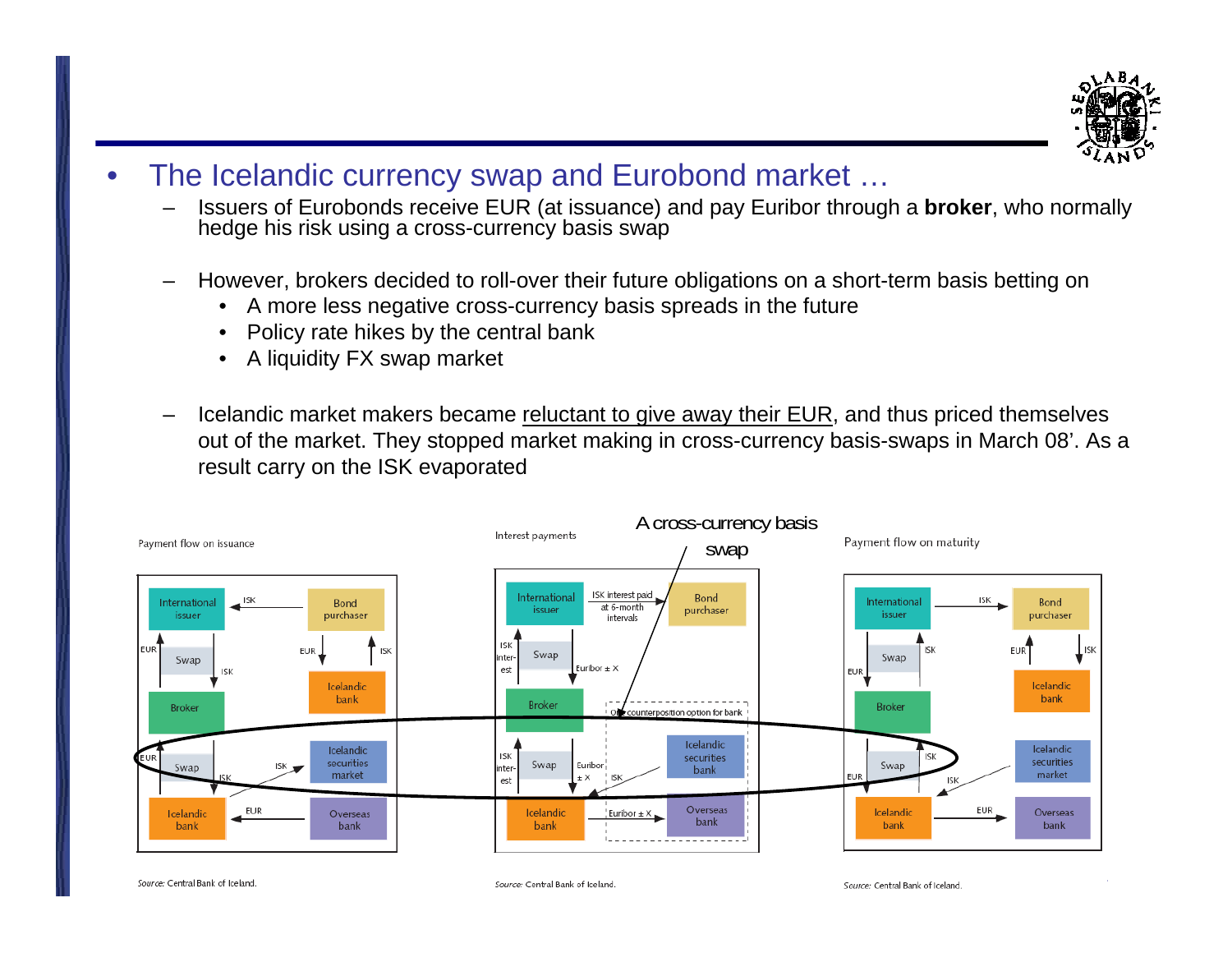- The Icelandic currency swap and Eurobond market …
  - Issuers of Eurobonds receive EUR (at issuance) and pay Euribor through a **broker**, who normally hedge his risk using a cross-currency basis swap
  - However, brokers decided to roll-over their future obligations on a short-term basis betting on
    - A more less negative cross-currency basis spreads in the future
    - Policy rate hikes by the central bank
    - A liquidity FX swap market
  - Icelandic market makers became reluctant to give away their EUR, and thus priced themselves out of the market. They stopped market making in cross-currency basis-swaps in March 08'. As a result carry on the ISK evaporated

Payment flow on issuance

International issuer
ISK
Bond purchaser
EUR
Swap
ISK
EUR
ISK
Icelandic bank
Broker
EUR
Swap
ISK
Icelandic securities market
ISK
Icelandic bank
EUR
Overseas bank

*Source:* Central Bank of Iceland.

A cross-currency basis swap

Interest payments

International issuer
ISK interest paid at 6-month intervals
Bond purchaser
ISK interest
Swap
Euribor ± X
Broker
One counterposition option for bank
ISK interest
Swap
Euribor ± X
ISK
Icelandic securities bank
Icelandic bank
Euribor ± X
Overseas bank

*Source:* Central Bank of Iceland.

Payment flow on maturity

International issuer
ISK
Bond purchaser
ISK
Swap
EUR
EUR
ISK
Icelandic bank
Broker
ISK
Swap
EUR
ISK
Icelandic securities market
Icelandic bank
EUR
Overseas bank

*Source:* Central Bank of Iceland.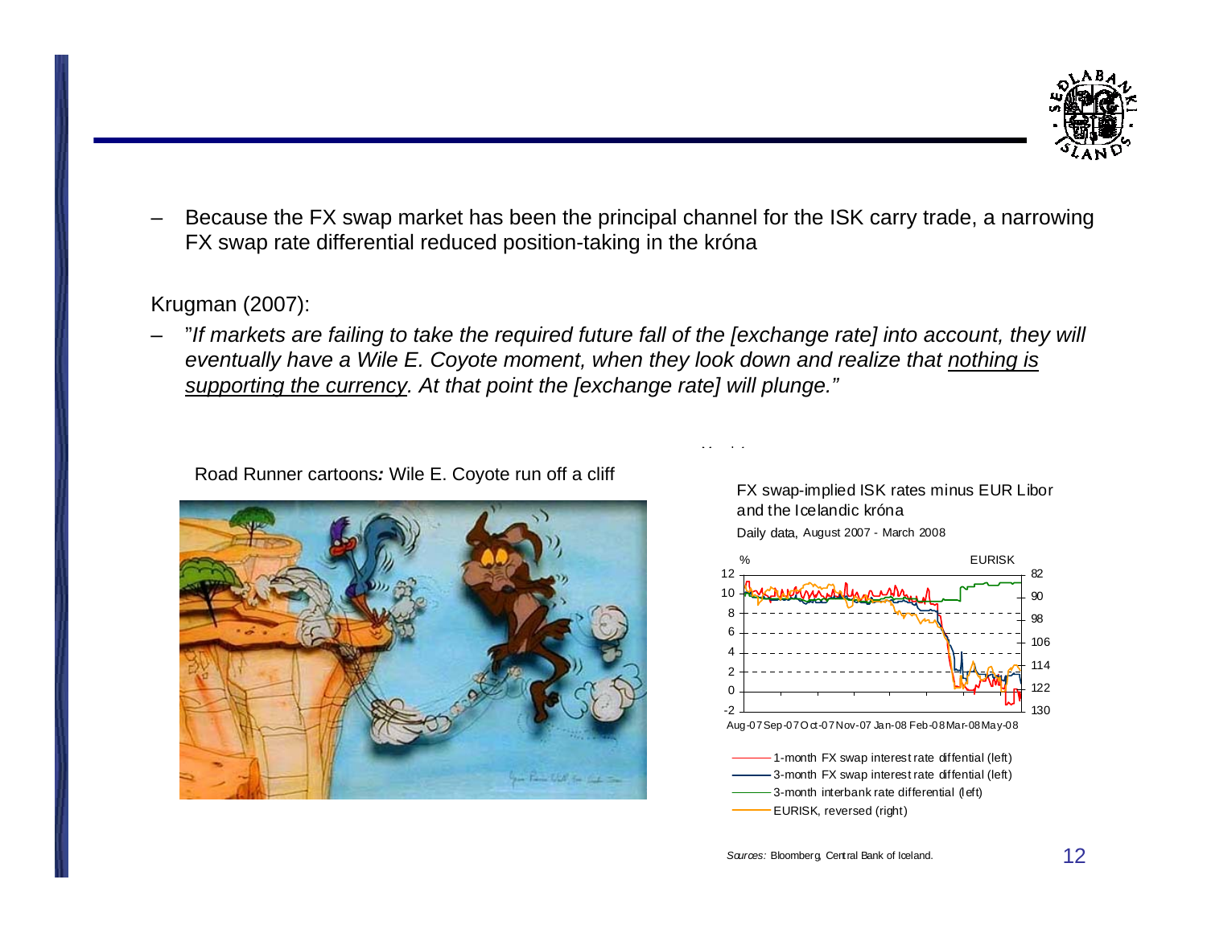– Because the FX swap market has been the principal channel for the ISK carry trade, a narrowing FX swap rate differential reduced position-taking in the króna

Krugman (2007):

– "*If markets are failing to take the required future fall of the [exchange rate] into account, they will eventually have a Wile E. Coyote moment, when they look down and realize that <u>nothing is supporting the currency</u>. At that point the [exchange rate] will plunge.*"

Road Runner cartoons*:* Wile E. Coyote run off a cliff

FX swap-implied ISK rates minus EUR Libor and the Icelandic króna

Daily data, August 2007 - March 2008

%

EURISK

12
10
8
6
4
2
0
-2

82
90
98
106
114
122
130

Aug-07 Sep-07 Oct-07 Nov-07 Jan-08 Feb-08 Mar-08 May-08

1-month FX swap interest rate diffential (left)
3-month FX swap interest rate diffential (left)
3-month interbank rate differential (left)
EURISK, reversed (right)

*Sources:* Bloomberg, Central Bank of Iceland.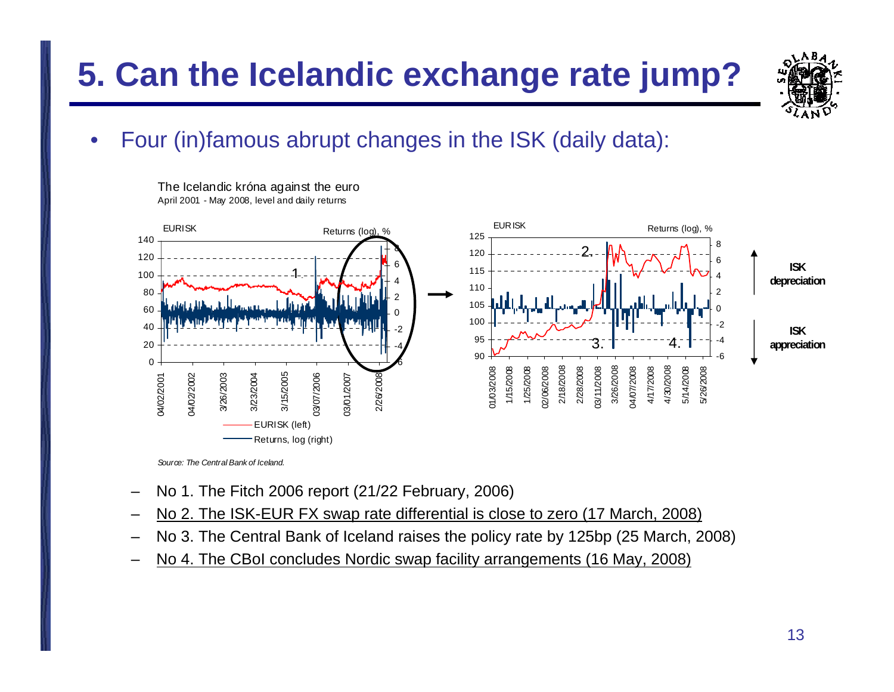# 5. Can the Icelandic exchange rate jump?

- Four (in)famous abrupt changes in the ISK (daily data):

The Icelandic króna against the euro
April 2001 - May 2008, level and daily returns

*Source: The Central Bank of Iceland.*

- No 1. The Fitch 2006 report (21/22 February, 2006)
- No 2. The ISK-EUR FX swap rate differential is close to zero (17 March, 2008)
- No 3. The Central Bank of Iceland raises the policy rate by 125bp (25 March, 2008)
- No 4. The CBoI concludes Nordic swap facility arrangements (16 May, 2008)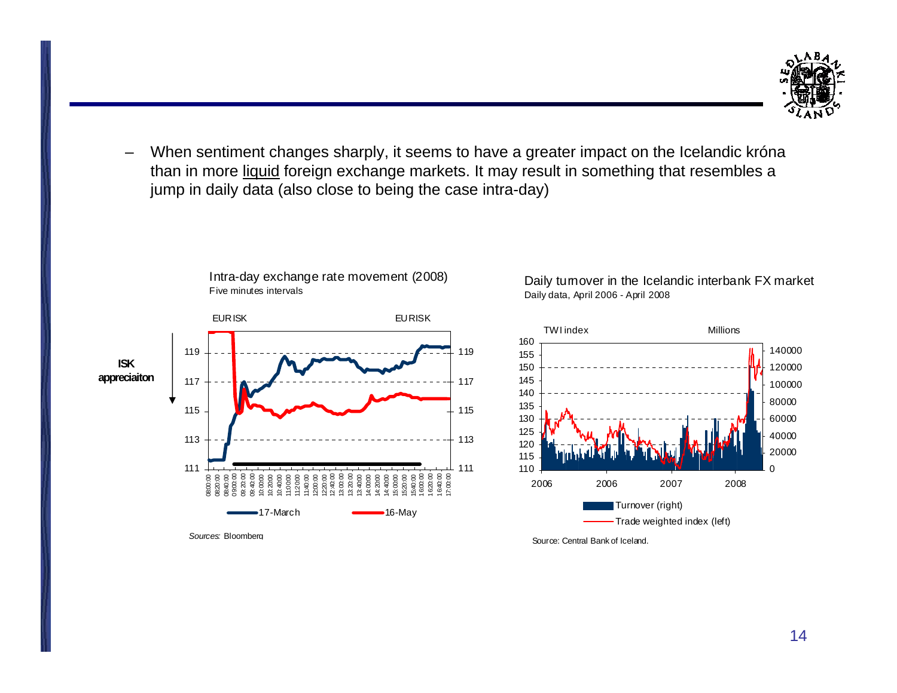– When sentiment changes sharply, it seems to have a greater impact on the Icelandic króna than in more liquid foreign exchange markets. It may result in something that resembles a jump in daily data (also close to being the case intra-day)

Intra-day exchange rate movement (2008)
Five minutes intervals

EURISK
EURISK
ISK appreciaiton
119
117
115
113
111
08:00:00
08:20:00
08:40:00
09:00:00
09:20:00
09:40:00
10:00:00
10:20:00
10:40:00
11:00:00
11:20:00
11:40:00
12:00:00
12:20:00
12:40:00
13:00:00
13:20:00
13:40:00
14:00:00
14:20:00
14:40:00
15:00:00
15:20:00
15:40:00
16:00:00
16:20:00
16:40:00
17:00:00
17-March
16-May

*Sources:* Bloomberg

Daily turnover in the Icelandic interbank FX market
Daily data, April 2006 - April 2008

TWI index
Millions
160
155
150
145
140
135
130
125
120
115
110
140000
120000
100000
80000
60000
40000
20000
0
2006
2006
2007
2008
Turnover (right)
Trade weighted index (left)

Source: Central Bank of Iceland.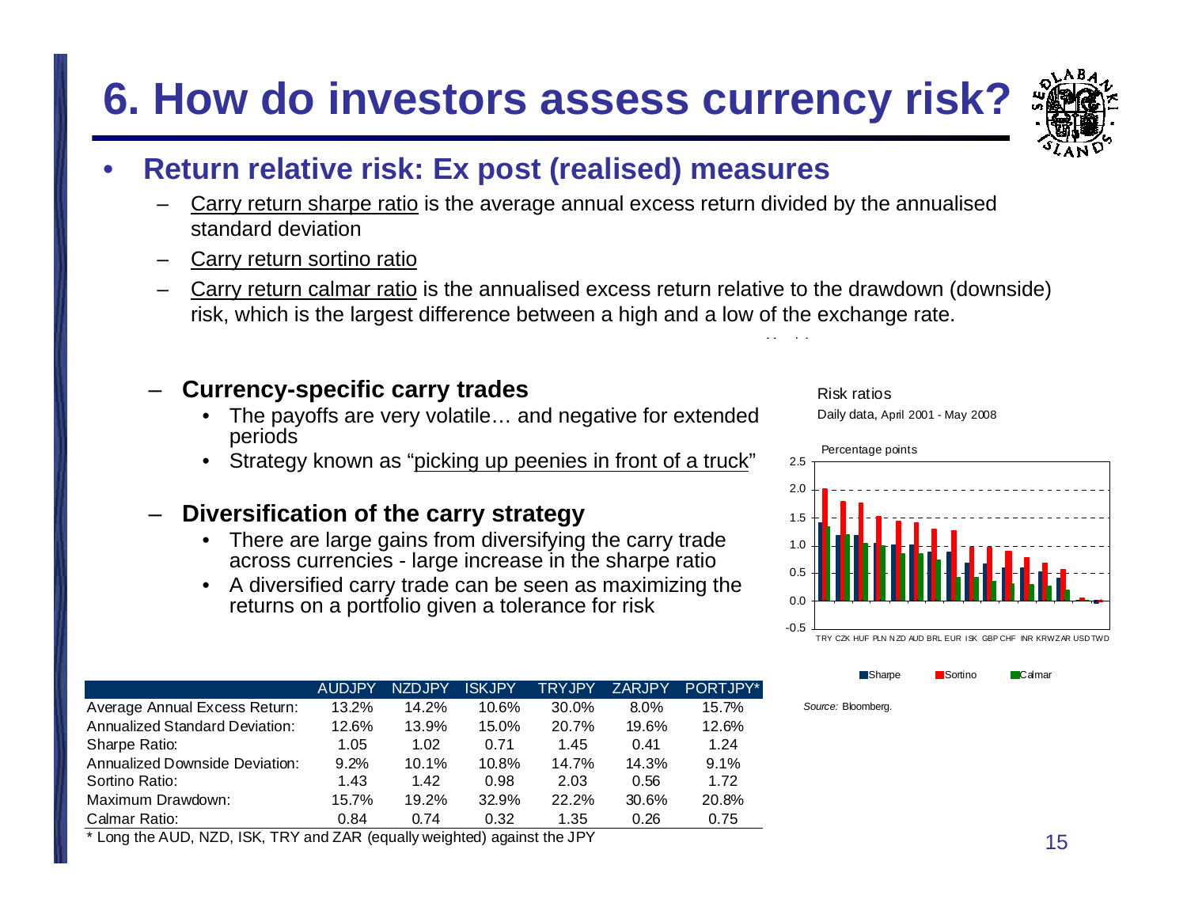# 6. How do investors assess currency risk?

- **Return relative risk: Ex post (realised) measures**
  - Carry return sharpe ratio is the average annual excess return divided by the annualised standard deviation
  - Carry return sortino ratio
  - Carry return calmar ratio is the annualised excess return relative to the drawdown (downside) risk, which is the largest difference between a high and a low of the exchange rate.

  - **Currency-specific carry trades**
    - The payoffs are very volatile… and negative for extended periods
    - Strategy known as "picking up peenies in front of a truck"

  - **Diversification of the carry strategy**
    - There are large gains from diversifying the carry trade across currencies - large increase in the sharpe ratio
    - A diversified carry trade can be seen as maximizing the returns on a portfolio given a tolerance for risk

Risk ratios

Daily data, April 2001 - May 2008

Percentage points

2.5
2.0
1.5
1.0
0.5
0.0
-0.5

TRY CZK HUF PLN NZD AUD BRL EUR ISK GBP CHF INR KRW ZAR USD TWD

Sharpe Sortino Calmar

*Source:* Bloomberg.

| | AUDJPY | NZDJPY | ISKJPY | TRYJPY | ZARJPY | PORTJPY* |
|---|---|---|---|---|---|---|
| Average Annual Excess Return: | 13.2% | 14.2% | 10.6% | 30.0% | 8.0% | 15.7% |
| Annualized Standard Deviation: | 12.6% | 13.9% | 15.0% | 20.7% | 19.6% | 12.6% |
| Sharpe Ratio: | 1.05 | 1.02 | 0.71 | 1.45 | 0.41 | 1.24 |
| Annualized Downside Deviation: | 9.2% | 10.1% | 10.8% | 14.7% | 14.3% | 9.1% |
| Sortino Ratio: | 1.43 | 1.42 | 0.98 | 2.03 | 0.56 | 1.72 |
| Maximum Drawdown: | 15.7% | 19.2% | 32.9% | 22.2% | 30.6% | 20.8% |
| Calmar Ratio: | 0.84 | 0.74 | 0.32 | 1.35 | 0.26 | 0.75 |

* Long the AUD, NZD, ISK, TRY and ZAR (equally weighted) against the JPY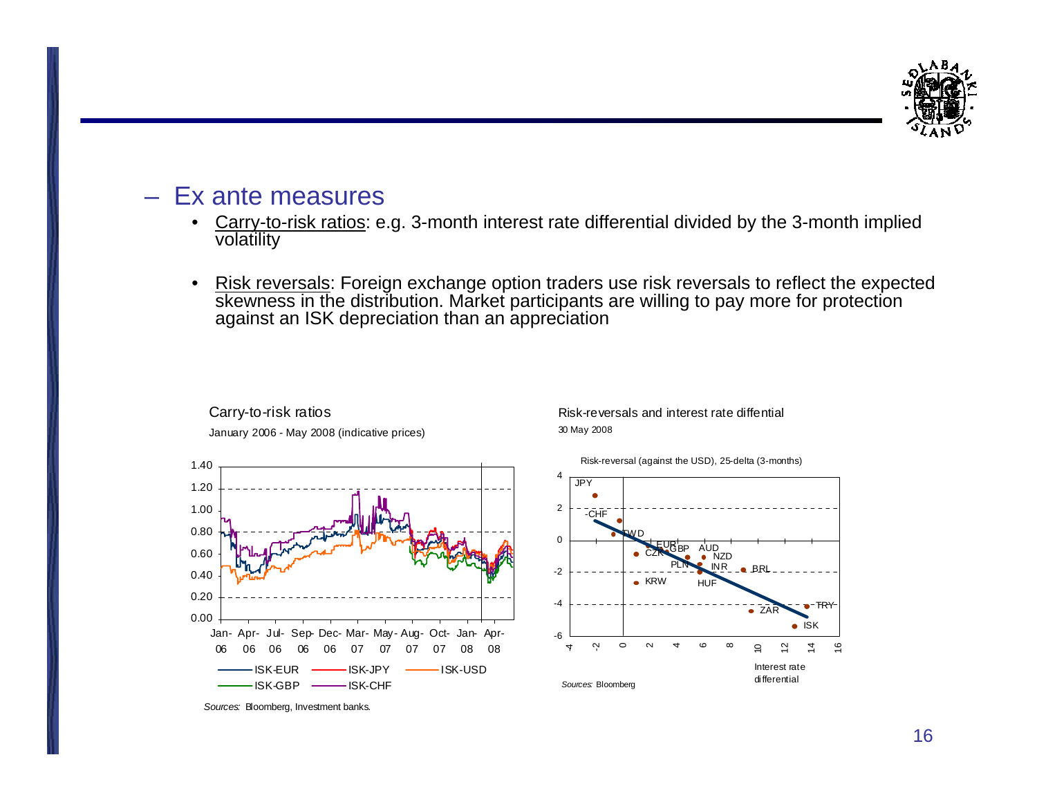## – Ex ante measures

- Carry-to-risk ratios: e.g. 3-month interest rate differential divided by the 3-month implied volatility
- Risk reversals: Foreign exchange option traders use risk reversals to reflect the expected skewness in the distribution. Market participants are willing to pay more for protection against an ISK depreciation than an appreciation

Carry-to-risk ratios

January 2006 - May 2008 (indicative prices)

1.40
1.20
1.00
0.80
0.60
0.40
0.20
0.00

Jan-06 Apr-06 Jul-06 Sep-06 Dec-06 Mar-07 May-07 Aug-07 Oct-07 Jan-08 Apr-08

ISK-EUR ISK-JPY ISK-USD ISK-GBP ISK-CHF

*Sources:* Bloomberg, Investment banks.

Risk-reversals and interest rate diffential

30 May 2008

Risk-reversal (against the USD), 25-delta (3-months)

4
2
0
-2
-4
-6

-4 -2 0 2 4 6 8 10 12 14 16

JPY, CHF, TWD, EUR, CZK, GBP, AUD, NZD, PLN, INR, BRL, KRW, HUF, TRY, ZAR, ISK

Interest rate differential

*Sources:* Bloomberg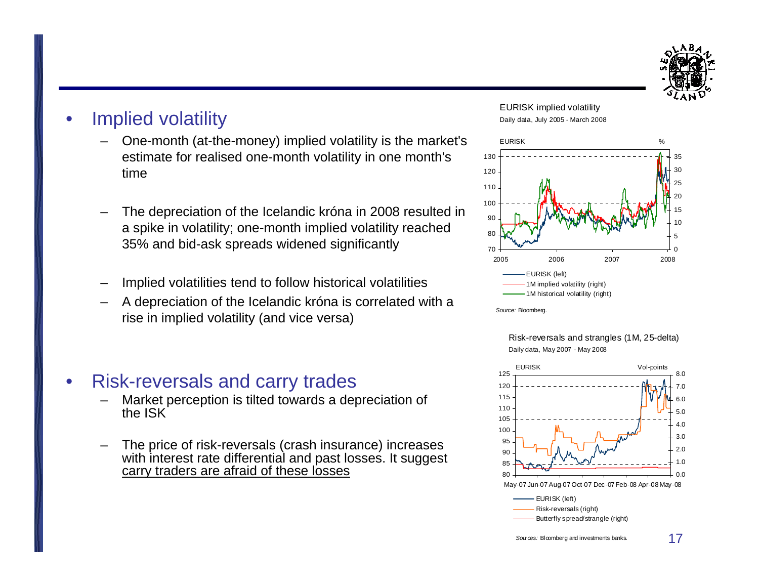- Implied volatility
  - One-month (at-the-money) implied volatility is the market's estimate for realised one-month volatility in one month's time
  - The depreciation of the Icelandic króna in 2008 resulted in a spike in volatility; one-month implied volatility reached 35% and bid-ask spreads widened significantly
  - Implied volatilities tend to follow historical volatilities
  - A depreciation of the Icelandic króna is correlated with a rise in implied volatility (and vice versa)

- Risk-reversals and carry trades
  - Market perception is tilted towards a depreciation of the ISK
  - The price of risk-reversals (crash insurance) increases with interest rate differential and past losses. It suggest carry traders are afraid of these losses

EURISK implied volatility

Daily data, July 2005 - March 2008

EURISK

%

130
120
110
100
90
80
70

35
30
25
20
15
10
5
0

2005
2006
2007
2008

EURISK (left)

1M implied volatility (right)

1M historical volatility (right)

*Source:* Bloomberg.

Risk-reversals and strangles (1M, 25-delta)

Daily data, May 2007 - May 2008

EURISK

Vol-points

125
120
115
110
105
100
95
90
85
80

8.0
7.0
6.0
5.0
4.0
3.0
2.0
1.0
0.0

May-07 Jun-07 Aug-07 Oct-07 Dec-07 Feb-08 Apr-08 May-08

EURISK (left)

Risk-reversals (right)

Butterfly spread/strangle (right)

*Sources:* Bloomberg and investments banks.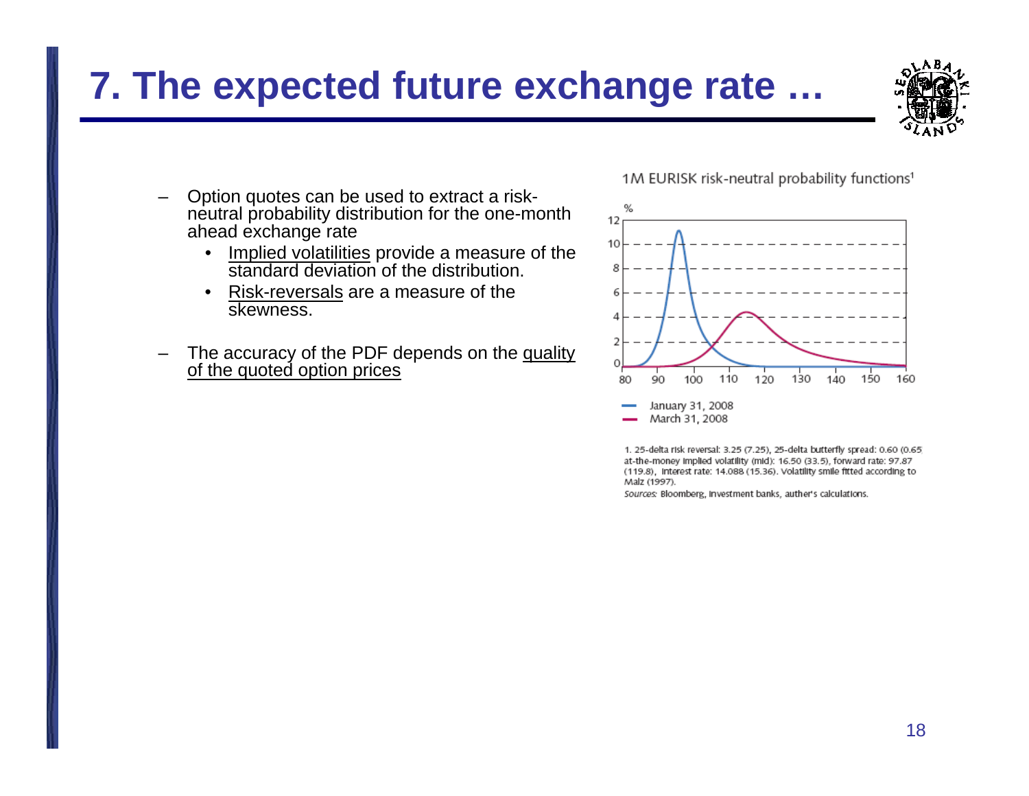# 7. The expected future exchange rate …

- Option quotes can be used to extract a risk-neutral probability distribution for the one-month ahead exchange rate
  - Implied volatilities provide a measure of the standard deviation of the distribution.
  - Risk-reversals are a measure of the skewness.
- The accuracy of the PDF depends on the quality of the quoted option prices

1M EURISK risk-neutral probability functions[1]

%

12

10

8

6

4

2

0

80 90 100 110 120 130 140 150 160

January 31, 2008

March 31, 2008

1. 25-delta risk reversal: 3.25 (7.25), 25-delta butterfly spread: 0.60 (0.65) at-the-money implied volatility (mid): 16.50 (33.5), forward rate: 97.87 (119.8), interest rate: 14.088 (15.36). Volatility smile fitted according to Malz (1997).

*Sources:* Bloomberg, investment banks, auther's calculations.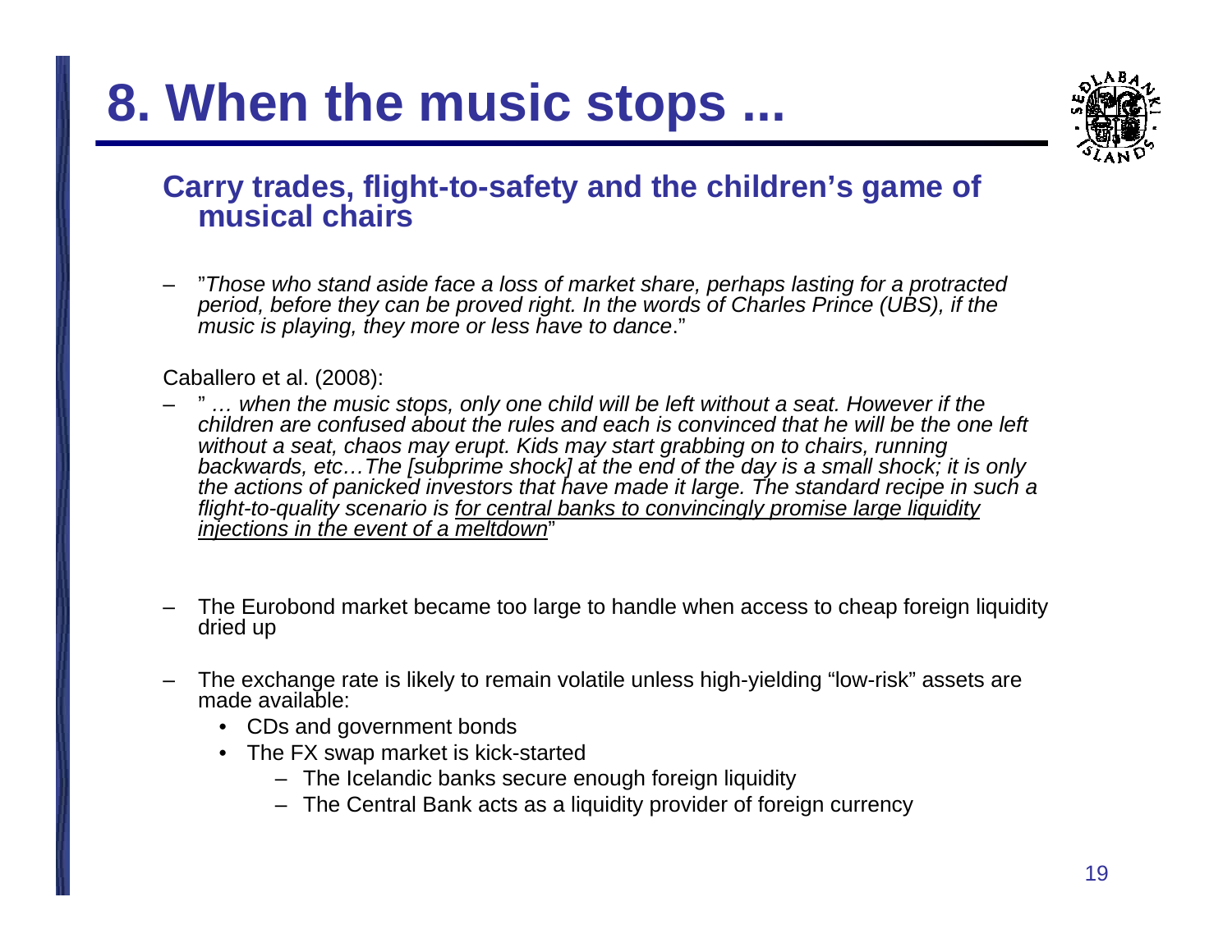# 8. When the music stops ...

## Carry trades, flight-to-safety and the children's game of musical chairs

- "*Those who stand aside face a loss of market share, perhaps lasting for a protracted period, before they can be proved right. In the words of Charles Prince (UBS), if the music is playing, they more or less have to dance*."

Caballero et al. (2008):

- " *… when the music stops, only one child will be left without a seat. However if the children are confused about the rules and each is convinced that he will be the one left without a seat, chaos may erupt. Kids may start grabbing on to chairs, running backwards, etc…The [subprime shock] at the end of the day is a small shock; it is only the actions of panicked investors that have made it large. The standard recipe in such a flight-to-quality scenario is <u>for central banks to convincingly promise large liquidity injections in the event of a meltdown</u>*"

- The Eurobond market became too large to handle when access to cheap foreign liquidity dried up

- The exchange rate is likely to remain volatile unless high-yielding "low-risk" assets are made available:
  - CDs and government bonds
  - The FX swap market is kick-started
    - The Icelandic banks secure enough foreign liquidity
    - The Central Bank acts as a liquidity provider of foreign currency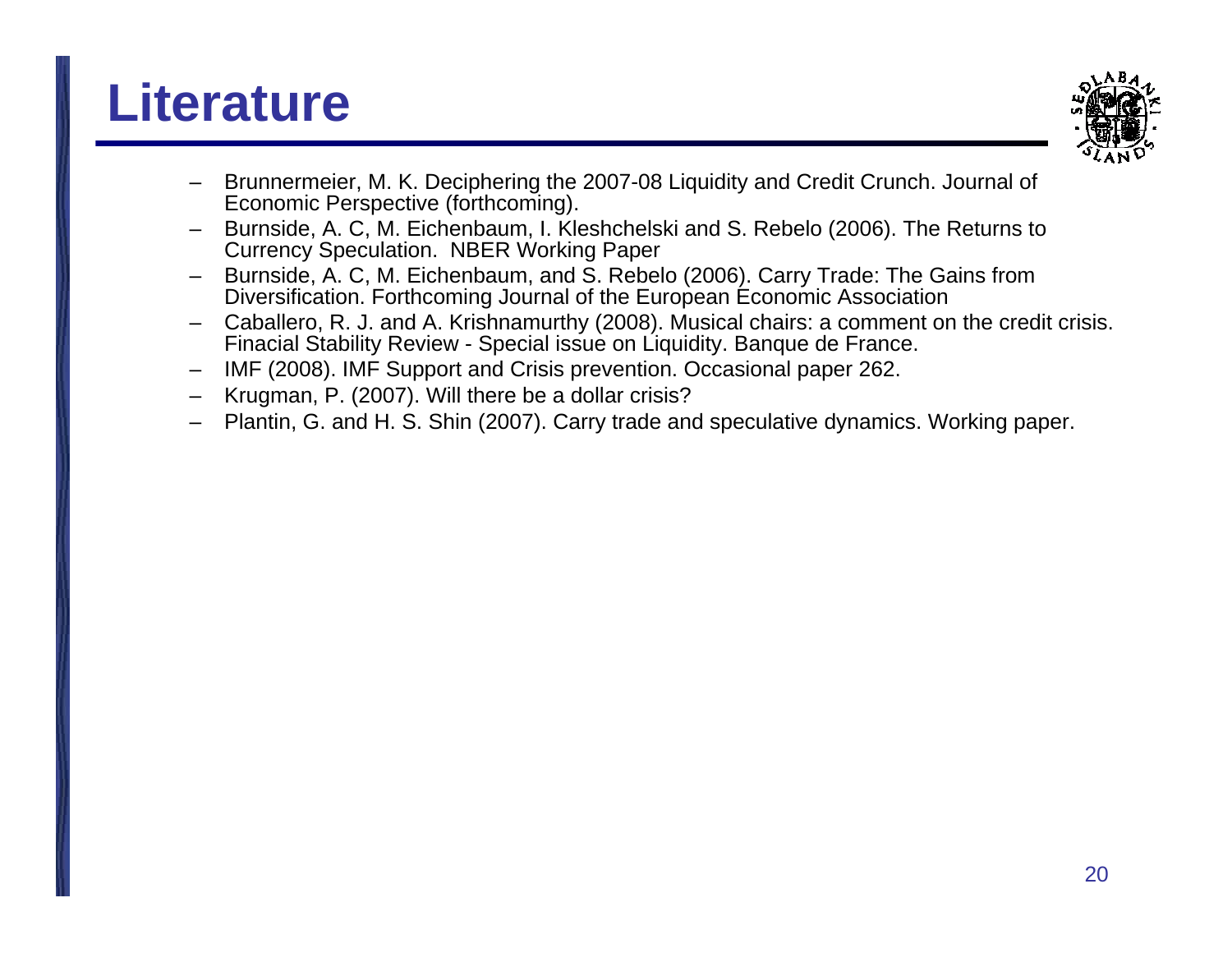# Literature

- Brunnermeier, M. K. Deciphering the 2007-08 Liquidity and Credit Crunch. Journal of Economic Perspective (forthcoming).
- Burnside, A. C, M. Eichenbaum, I. Kleshchelski and S. Rebelo (2006). The Returns to Currency Speculation. NBER Working Paper
- Burnside, A. C, M. Eichenbaum, and S. Rebelo (2006). Carry Trade: The Gains from Diversification. Forthcoming Journal of the European Economic Association
- Caballero, R. J. and A. Krishnamurthy (2008). Musical chairs: a comment on the credit crisis. Finacial Stability Review - Special issue on Liquidity. Banque de France.
- IMF (2008). IMF Support and Crisis prevention. Occasional paper 262.
- Krugman, P. (2007). Will there be a dollar crisis?
- Plantin, G. and H. S. Shin (2007). Carry trade and speculative dynamics. Working paper.